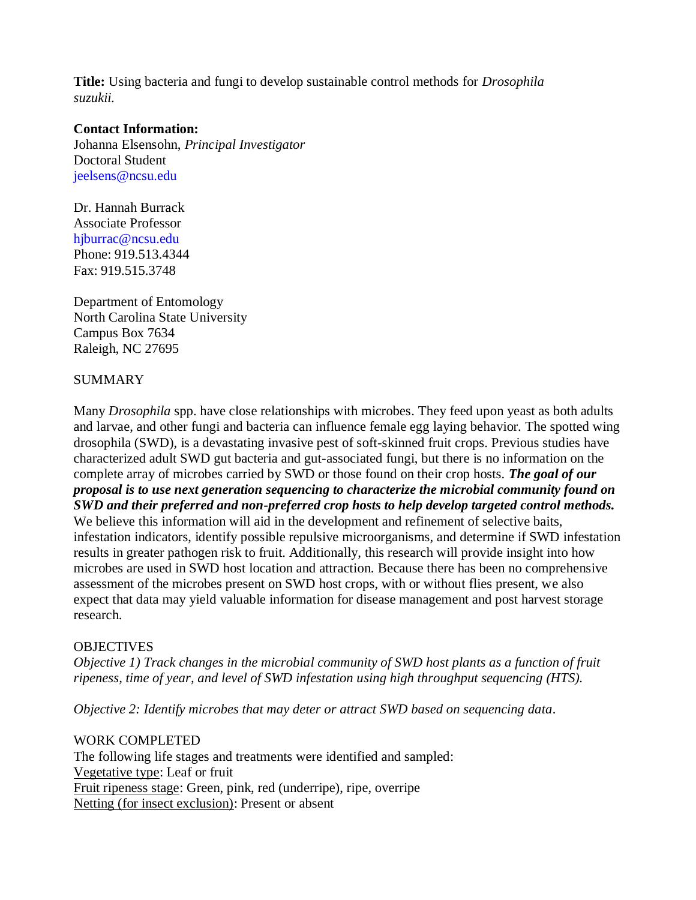**Title:** Using bacteria and fungi to develop sustainable control methods for *Drosophila suzukii.*

**Contact Information:**
Johanna Elsensohn, *Principal Investigator*
Doctoral Student
jeelsens@ncsu.edu

Dr. Hannah Burrack
Associate Professor
hjburrac@ncsu.edu
Phone: 919.513.4344
Fax: 919.515.3748

Department of Entomology
North Carolina State University
Campus Box 7634
Raleigh, NC 27695

## SUMMARY

Many *Drosophila* spp. have close relationships with microbes. They feed upon yeast as both adults and larvae, and other fungi and bacteria can influence female egg laying behavior. The spotted wing drosophila (SWD), is a devastating invasive pest of soft-skinned fruit crops. Previous studies have characterized adult SWD gut bacteria and gut-associated fungi, but there is no information on the complete array of microbes carried by SWD or those found on their crop hosts. ***The goal of our proposal is to use next generation sequencing to characterize the microbial community found on SWD and their preferred and non-preferred crop hosts to help develop targeted control methods.*** We believe this information will aid in the development and refinement of selective baits, infestation indicators, identify possible repulsive microorganisms, and determine if SWD infestation results in greater pathogen risk to fruit. Additionally, this research will provide insight into how microbes are used in SWD host location and attraction. Because there has been no comprehensive assessment of the microbes present on SWD host crops, with or without flies present, we also expect that data may yield valuable information for disease management and post harvest storage research.

## OBJECTIVES

*Objective 1) Track changes in the microbial community of SWD host plants as a function of fruit ripeness, time of year, and level of SWD infestation using high throughput sequencing (HTS).*

*Objective 2: Identify microbes that may deter or attract SWD based on sequencing data*.

## WORK COMPLETED

The following life stages and treatments were identified and sampled:
Vegetative type: Leaf or fruit
Fruit ripeness stage: Green, pink, red (underripe), ripe, overripe
Netting (for insect exclusion): Present or absent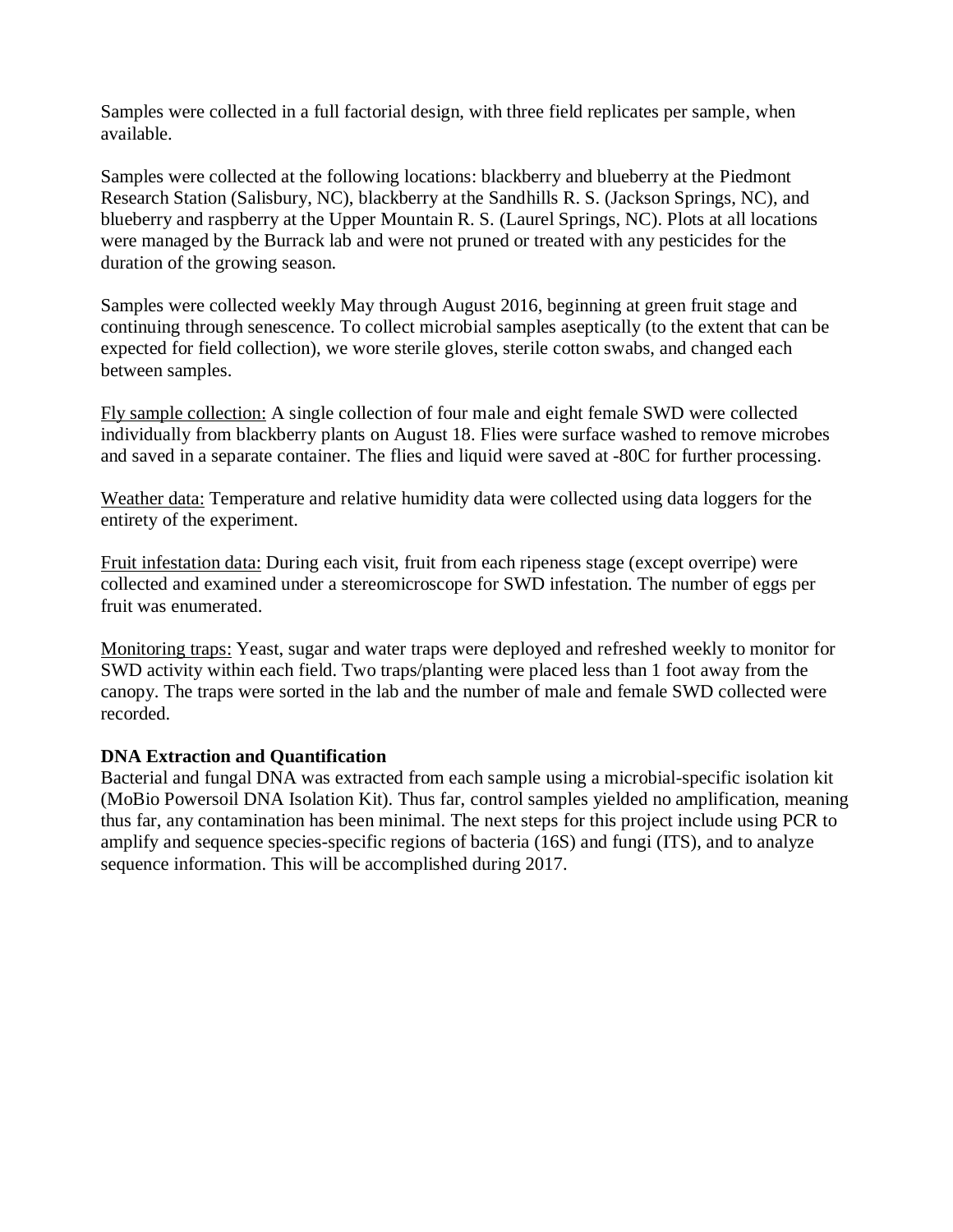Samples were collected in a full factorial design, with three field replicates per sample, when available.

Samples were collected at the following locations: blackberry and blueberry at the Piedmont Research Station (Salisbury, NC), blackberry at the Sandhills R. S. (Jackson Springs, NC), and blueberry and raspberry at the Upper Mountain R. S. (Laurel Springs, NC). Plots at all locations were managed by the Burrack lab and were not pruned or treated with any pesticides for the duration of the growing season.

Samples were collected weekly May through August 2016, beginning at green fruit stage and continuing through senescence. To collect microbial samples aseptically (to the extent that can be expected for field collection), we wore sterile gloves, sterile cotton swabs, and changed each between samples.

<u>Fly sample collection:</u> A single collection of four male and eight female SWD were collected individually from blackberry plants on August 18. Flies were surface washed to remove microbes and saved in a separate container. The flies and liquid were saved at -80C for further processing.

<u>Weather data:</u> Temperature and relative humidity data were collected using data loggers for the entirety of the experiment.

<u>Fruit infestation data:</u> During each visit, fruit from each ripeness stage (except overripe) were collected and examined under a stereomicroscope for SWD infestation. The number of eggs per fruit was enumerated.

<u>Monitoring traps:</u> Yeast, sugar and water traps were deployed and refreshed weekly to monitor for SWD activity within each field. Two traps/planting were placed less than 1 foot away from the canopy. The traps were sorted in the lab and the number of male and female SWD collected were recorded.

**DNA Extraction and Quantification**

Bacterial and fungal DNA was extracted from each sample using a microbial-specific isolation kit (MoBio Powersoil DNA Isolation Kit). Thus far, control samples yielded no amplification, meaning thus far, any contamination has been minimal. The next steps for this project include using PCR to amplify and sequence species-specific regions of bacteria (16S) and fungi (ITS), and to analyze sequence information. This will be accomplished during 2017.